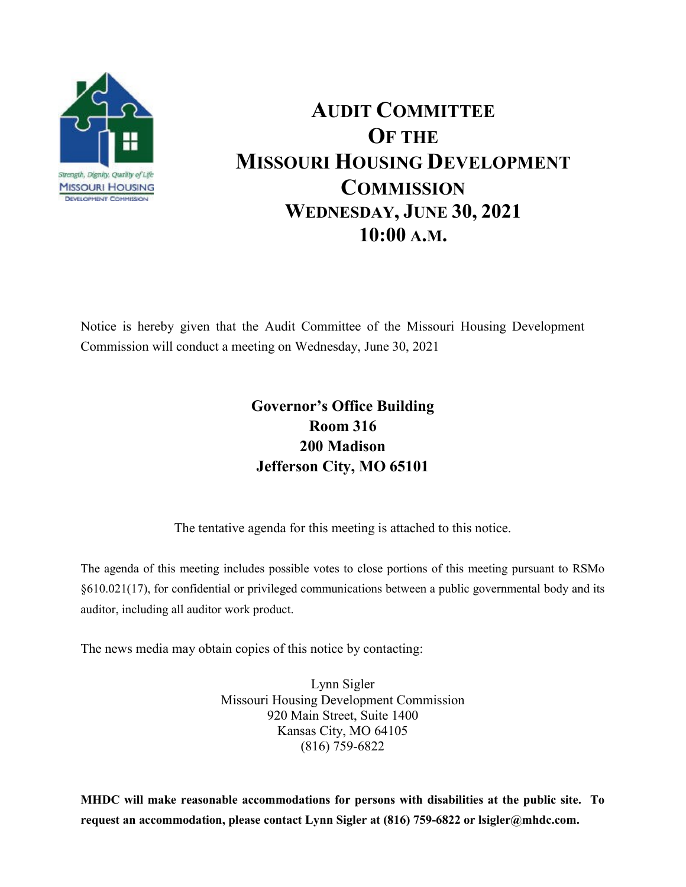# Audit Committee Of the Missouri Housing Development Commission

## Wednesday, June 30, 2021
## 10:00 a.m.

Notice is hereby given that the Audit Committee of the Missouri Housing Development Commission will conduct a meeting on Wednesday, June 30, 2021

**Governor's Office Building**
**Room 316**
**200 Madison**
**Jefferson City, MO 65101**

The tentative agenda for this meeting is attached to this notice.

The agenda of this meeting includes possible votes to close portions of this meeting pursuant to RSMo §610.021(17), for confidential or privileged communications between a public governmental body and its auditor, including all auditor work product.

The news media may obtain copies of this notice by contacting:

Lynn Sigler
Missouri Housing Development Commission
920 Main Street, Suite 1400
Kansas City, MO 64105
(816) 759-6822

**MHDC will make reasonable accommodations for persons with disabilities at the public site. To request an accommodation, please contact Lynn Sigler at (816) 759-6822 or lsigler@mhdc.com.**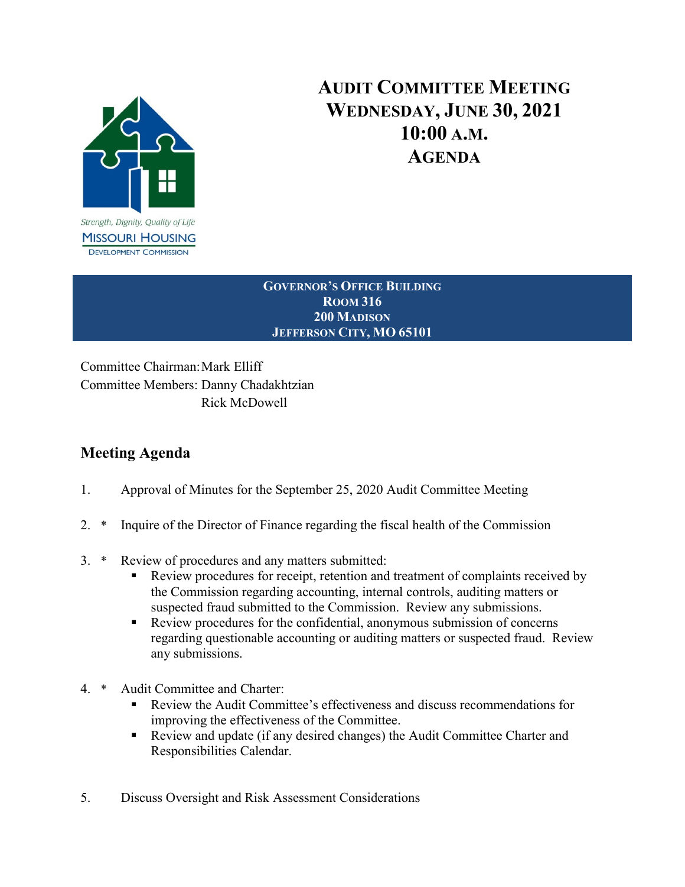Strength, Dignity, Quality of Life

MISSOURI HOUSING DEVELOPMENT COMMISSION

# AUDIT COMMITTEE MEETING
# WEDNESDAY, JUNE 30, 2021
# 10:00 A.M.
# AGENDA

**GOVERNOR'S OFFICE BUILDING**
**ROOM 316**
**200 MADISON**
**JEFFERSON CITY, MO 65101**

Committee Chairman: Mark Elliff
Committee Members: Danny Chadakhtzian
Rick McDowell

## Meeting Agenda

1. Approval of Minutes for the September 25, 2020 Audit Committee Meeting

2. \* Inquire of the Director of Finance regarding the fiscal health of the Commission

3. \* Review of procedures and any matters submitted:
   - Review procedures for receipt, retention and treatment of complaints received by the Commission regarding accounting, internal controls, auditing matters or suspected fraud submitted to the Commission. Review any submissions.
   - Review procedures for the confidential, anonymous submission of concerns regarding questionable accounting or auditing matters or suspected fraud. Review any submissions.

4. \* Audit Committee and Charter:
   - Review the Audit Committee's effectiveness and discuss recommendations for improving the effectiveness of the Committee.
   - Review and update (if any desired changes) the Audit Committee Charter and Responsibilities Calendar.

5. Discuss Oversight and Risk Assessment Considerations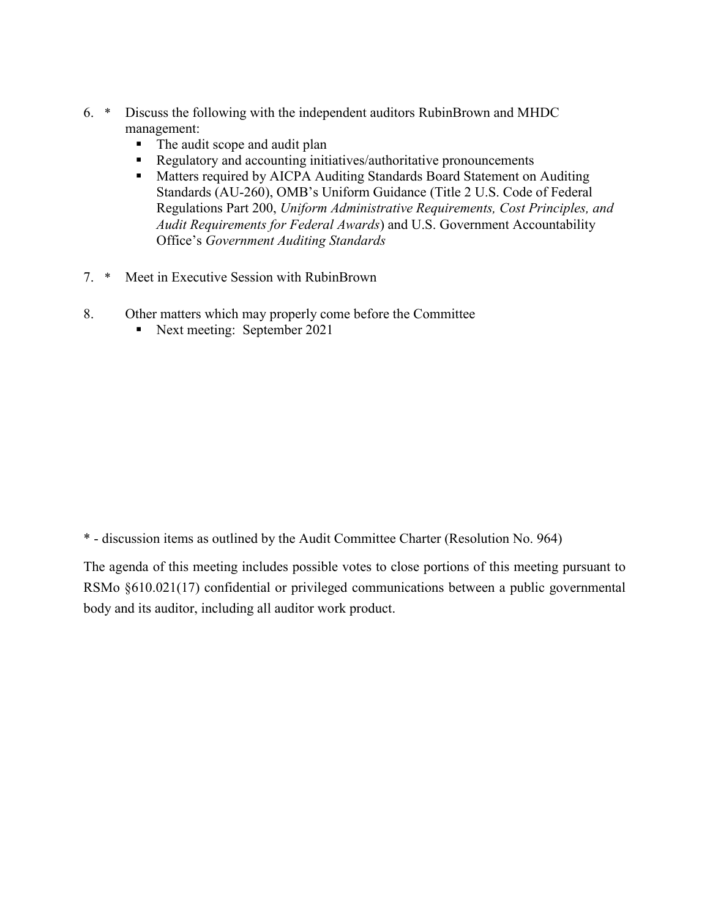6. * Discuss the following with the independent auditors RubinBrown and MHDC management:
   - The audit scope and audit plan
   - Regulatory and accounting initiatives/authoritative pronouncements
   - Matters required by AICPA Auditing Standards Board Statement on Auditing Standards (AU-260), OMB's Uniform Guidance (Title 2 U.S. Code of Federal Regulations Part 200, *Uniform Administrative Requirements, Cost Principles, and Audit Requirements for Federal Awards*) and U.S. Government Accountability Office's *Government Auditing Standards*

7. * Meet in Executive Session with RubinBrown

8. Other matters which may properly come before the Committee
   - Next meeting: September 2021

* - discussion items as outlined by the Audit Committee Charter (Resolution No. 964)

The agenda of this meeting includes possible votes to close portions of this meeting pursuant to RSMo §610.021(17) confidential or privileged communications between a public governmental body and its auditor, including all auditor work product.